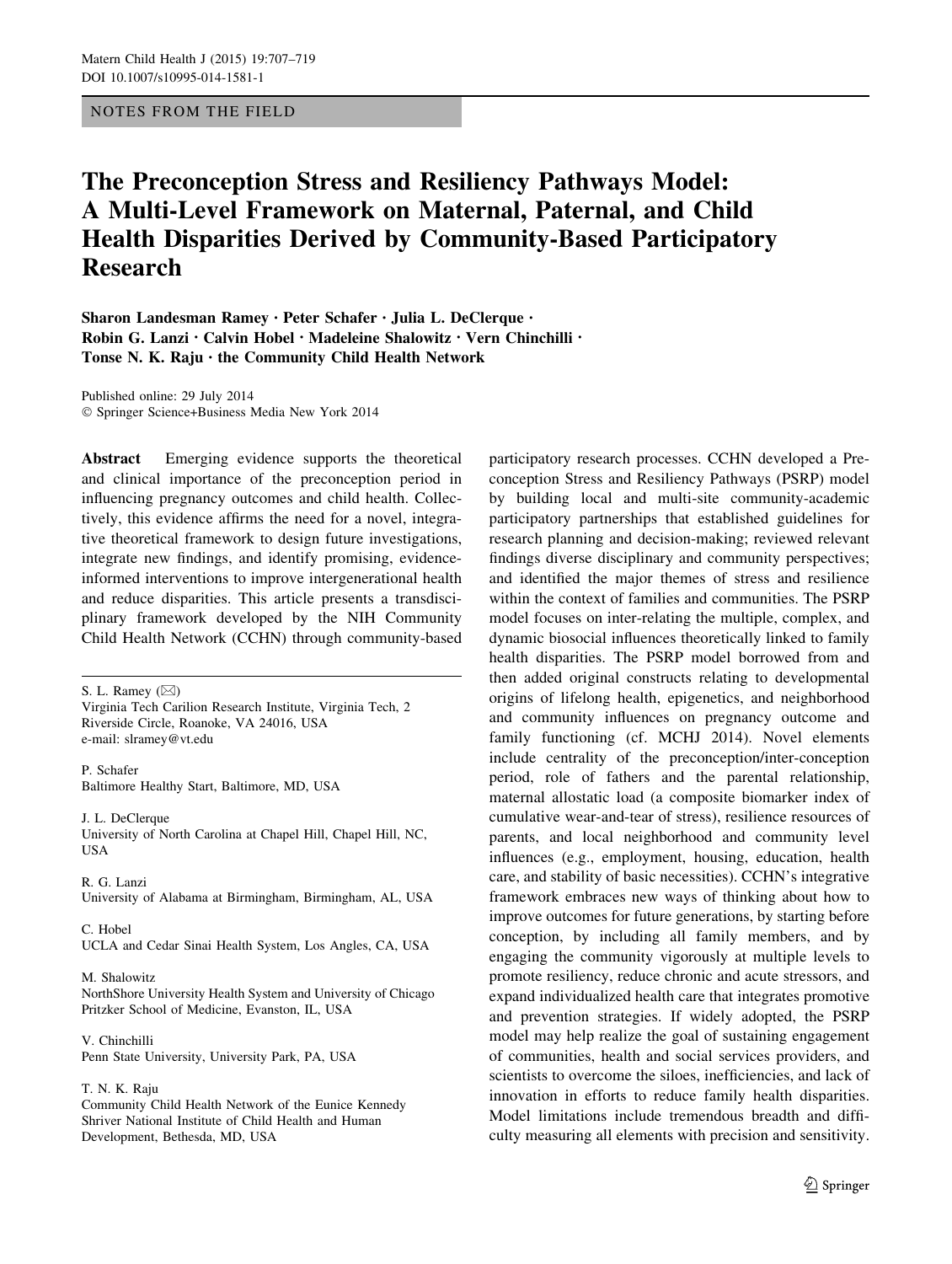NOTES FROM THE FIELD

# The Preconception Stress and Resiliency Pathways Model: A Multi-Level Framework on Maternal, Paternal, and Child Health Disparities Derived by Community-Based Participatory Research

**Sharon Landesman Ramey · Peter Schafer · Julia L. DeClerque · Robin G. Lanzi · Calvin Hobel · Madeleine Shalowitz · Vern Chinchilli · Tonse N. K. Raju · the Community Child Health Network**

Published online: 29 July 2014
© Springer Science+Business Media New York 2014

**Abstract** Emerging evidence supports the theoretical and clinical importance of the preconception period in influencing pregnancy outcomes and child health. Collectively, this evidence affirms the need for a novel, integrative theoretical framework to design future investigations, integrate new findings, and identify promising, evidence-informed interventions to improve intergenerational health and reduce disparities. This article presents a transdisciplinary framework developed by the NIH Community Child Health Network (CCHN) through community-based participatory research processes. CCHN developed a Preconception Stress and Resiliency Pathways (PSRP) model by building local and multi-site community-academic participatory partnerships that established guidelines for research planning and decision-making; reviewed relevant findings diverse disciplinary and community perspectives; and identified the major themes of stress and resilience within the context of families and communities. The PSRP model focuses on inter-relating the multiple, complex, and dynamic biosocial influences theoretically linked to family health disparities. The PSRP model borrowed from and then added original constructs relating to developmental origins of lifelong health, epigenetics, and neighborhood and community influences on pregnancy outcome and family functioning (cf. MCHJ 2014). Novel elements include centrality of the preconception/inter-conception period, role of fathers and the parental relationship, maternal allostatic load (a composite biomarker index of cumulative wear-and-tear of stress), resilience resources of parents, and local neighborhood and community level influences (e.g., employment, housing, education, health care, and stability of basic necessities). CCHN's integrative framework embraces new ways of thinking about how to improve outcomes for future generations, by starting before conception, by including all family members, and by engaging the community vigorously at multiple levels to promote resiliency, reduce chronic and acute stressors, and expand individualized health care that integrates promotive and prevention strategies. If widely adopted, the PSRP model may help realize the goal of sustaining engagement of communities, health and social services providers, and scientists to overcome the siloes, inefficiencies, and lack of innovation in efforts to reduce family health disparities. Model limitations include tremendous breadth and difficulty measuring all elements with precision and sensitivity.

---

S. L. Ramey (✉)
Virginia Tech Carilion Research Institute, Virginia Tech, 2 Riverside Circle, Roanoke, VA 24016, USA
e-mail: slramey@vt.edu

P. Schafer
Baltimore Healthy Start, Baltimore, MD, USA

J. L. DeClerque
University of North Carolina at Chapel Hill, Chapel Hill, NC, USA

R. G. Lanzi
University of Alabama at Birmingham, Birmingham, AL, USA

C. Hobel
UCLA and Cedar Sinai Health System, Los Angles, CA, USA

M. Shalowitz
NorthShore University Health System and University of Chicago Pritzker School of Medicine, Evanston, IL, USA

V. Chinchilli
Penn State University, University Park, PA, USA

T. N. K. Raju
Community Child Health Network of the Eunice Kennedy Shriver National Institute of Child Health and Human Development, Bethesda, MD, USA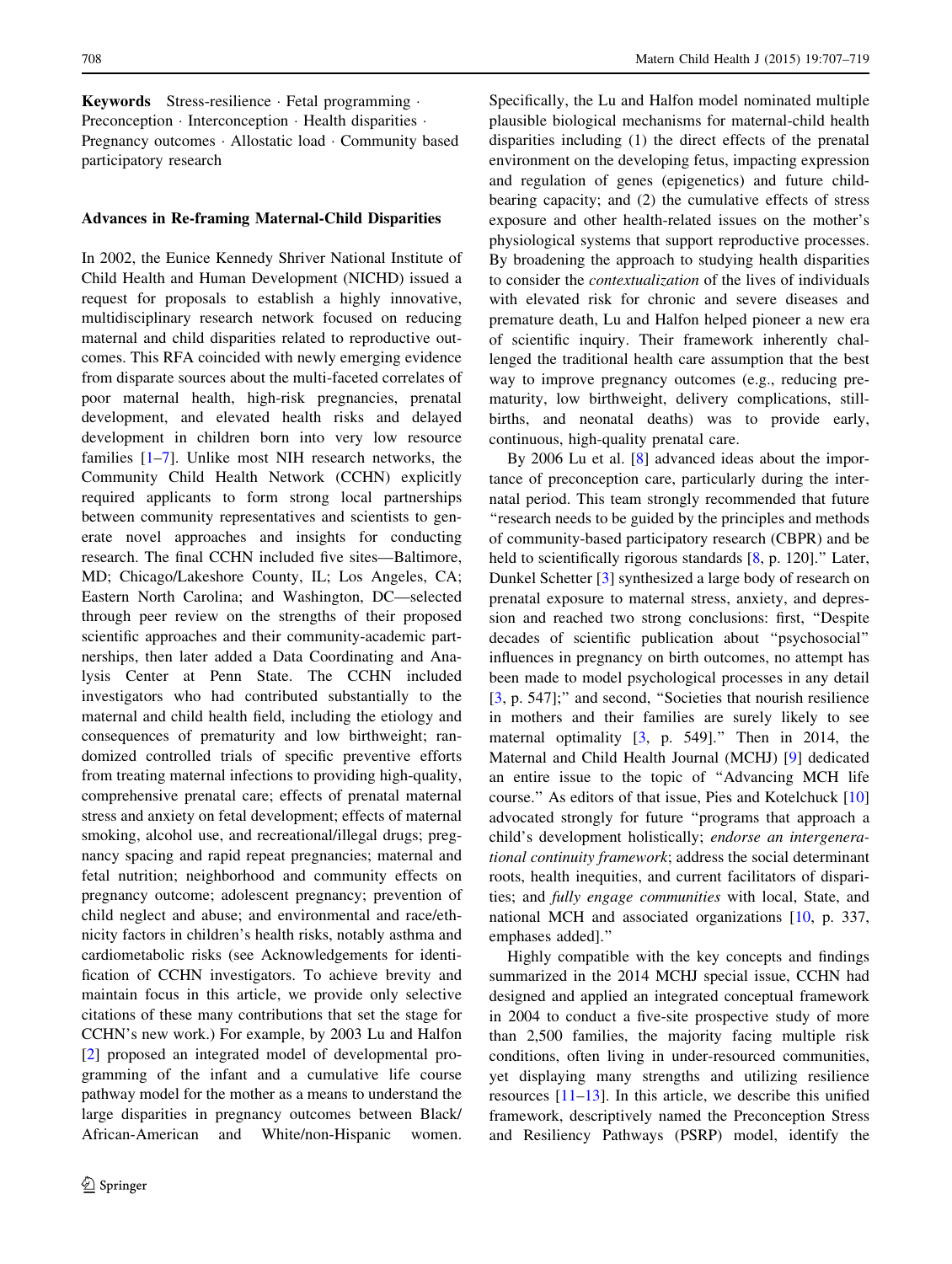**Keywords** Stress-resilience · Fetal programming · Preconception · Interconception · Health disparities · Pregnancy outcomes · Allostatic load · Community based participatory research

## Advances in Re-framing Maternal-Child Disparities

In 2002, the Eunice Kennedy Shriver National Institute of Child Health and Human Development (NICHD) issued a request for proposals to establish a highly innovative, multidisciplinary research network focused on reducing maternal and child disparities related to reproductive outcomes. This RFA coincided with newly emerging evidence from disparate sources about the multi-faceted correlates of poor maternal health, high-risk pregnancies, prenatal development, and elevated health risks and delayed development in children born into very low resource families [1–7]. Unlike most NIH research networks, the Community Child Health Network (CCHN) explicitly required applicants to form strong local partnerships between community representatives and scientists to generate novel approaches and insights for conducting research. The final CCHN included five sites—Baltimore, MD; Chicago/Lakeshore County, IL; Los Angeles, CA; Eastern North Carolina; and Washington, DC—selected through peer review on the strengths of their proposed scientific approaches and their community-academic partnerships, then later added a Data Coordinating and Analysis Center at Penn State. The CCHN included investigators who had contributed substantially to the maternal and child health field, including the etiology and consequences of prematurity and low birthweight; randomized controlled trials of specific preventive efforts from treating maternal infections to providing high-quality, comprehensive prenatal care; effects of prenatal maternal stress and anxiety on fetal development; effects of maternal smoking, alcohol use, and recreational/illegal drugs; pregnancy spacing and rapid repeat pregnancies; maternal and fetal nutrition; neighborhood and community effects on pregnancy outcome; adolescent pregnancy; prevention of child neglect and abuse; and environmental and race/ethnicity factors in children's health risks, notably asthma and cardiometabolic risks (see Acknowledgements for identification of CCHN investigators. To achieve brevity and maintain focus in this article, we provide only selective citations of these many contributions that set the stage for CCHN's new work.) For example, by 2003 Lu and Halfon [2] proposed an integrated model of developmental programming of the infant and a cumulative life course pathway model for the mother as a means to understand the large disparities in pregnancy outcomes between Black/African-American and White/non-Hispanic women. Specifically, the Lu and Halfon model nominated multiple plausible biological mechanisms for maternal-child health disparities including (1) the direct effects of the prenatal environment on the developing fetus, impacting expression and regulation of genes (epigenetics) and future childbearing capacity; and (2) the cumulative effects of stress exposure and other health-related issues on the mother's physiological systems that support reproductive processes. By broadening the approach to studying health disparities to consider the *contextualization* of the lives of individuals with elevated risk for chronic and severe diseases and premature death, Lu and Halfon helped pioneer a new era of scientific inquiry. Their framework inherently challenged the traditional health care assumption that the best way to improve pregnancy outcomes (e.g., reducing prematurity, low birthweight, delivery complications, stillbirths, and neonatal deaths) was to provide early, continuous, high-quality prenatal care.

By 2006 Lu et al. [8] advanced ideas about the importance of preconception care, particularly during the internatal period. This team strongly recommended that future "research needs to be guided by the principles and methods of community-based participatory research (CBPR) and be held to scientifically rigorous standards [8, p. 120]." Later, Dunkel Schetter [3] synthesized a large body of research on prenatal exposure to maternal stress, anxiety, and depression and reached two strong conclusions: first, "Despite decades of scientific publication about "psychosocial" influences in pregnancy on birth outcomes, no attempt has been made to model psychological processes in any detail [3, p. 547];" and second, "Societies that nourish resilience in mothers and their families are surely likely to see maternal optimality [3, p. 549]." Then in 2014, the Maternal and Child Health Journal (MCHJ) [9] dedicated an entire issue to the topic of "Advancing MCH life course." As editors of that issue, Pies and Kotelchuck [10] advocated strongly for future "programs that approach a child's development holistically; *endorse an intergenerational continuity framework*; address the social determinant roots, health inequities, and current facilitators of disparities; and *fully engage communities* with local, State, and national MCH and associated organizations [10, p. 337, emphases added]."

Highly compatible with the key concepts and findings summarized in the 2014 MCHJ special issue, CCHN had designed and applied an integrated conceptual framework in 2004 to conduct a five-site prospective study of more than 2,500 families, the majority facing multiple risk conditions, often living in under-resourced communities, yet displaying many strengths and utilizing resilience resources [11–13]. In this article, we describe this unified framework, descriptively named the Preconception Stress and Resiliency Pathways (PSRP) model, identify the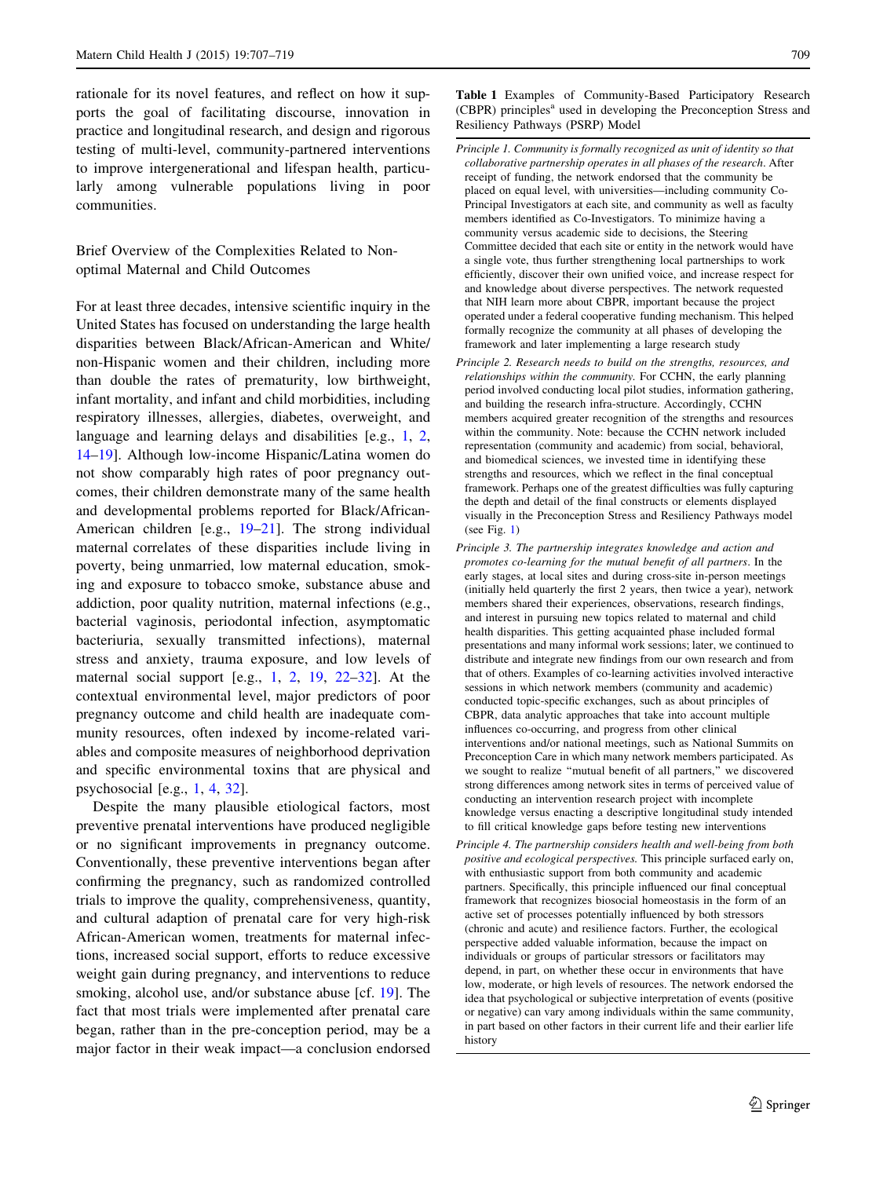rationale for its novel features, and reflect on how it supports the goal of facilitating discourse, innovation in practice and longitudinal research, and design and rigorous testing of multi-level, community-partnered interventions to improve intergenerational and lifespan health, particularly among vulnerable populations living in poor communities.

## Brief Overview of the Complexities Related to Non-optimal Maternal and Child Outcomes

For at least three decades, intensive scientific inquiry in the United States has focused on understanding the large health disparities between Black/African-American and White/non-Hispanic women and their children, including more than double the rates of prematurity, low birthweight, infant mortality, and infant and child morbidities, including respiratory illnesses, allergies, diabetes, overweight, and language and learning delays and disabilities [e.g., 1, 2, 14–19]. Although low-income Hispanic/Latina women do not show comparably high rates of poor pregnancy outcomes, their children demonstrate many of the same health and developmental problems reported for Black/African-American children [e.g., 19–21]. The strong individual maternal correlates of these disparities include living in poverty, being unmarried, low maternal education, smoking and exposure to tobacco smoke, substance abuse and addiction, poor quality nutrition, maternal infections (e.g., bacterial vaginosis, periodontal infection, asymptomatic bacteriuria, sexually transmitted infections), maternal stress and anxiety, trauma exposure, and low levels of maternal social support [e.g., 1, 2, 19, 22–32]. At the contextual environmental level, major predictors of poor pregnancy outcome and child health are inadequate community resources, often indexed by income-related variables and composite measures of neighborhood deprivation and specific environmental toxins that are physical and psychosocial [e.g., 1, 4, 32].

Despite the many plausible etiological factors, most preventive prenatal interventions have produced negligible or no significant improvements in pregnancy outcome. Conventionally, these preventive interventions began after confirming the pregnancy, such as randomized controlled trials to improve the quality, comprehensiveness, quantity, and cultural adaption of prenatal care for very high-risk African-American women, treatments for maternal infections, increased social support, efforts to reduce excessive weight gain during pregnancy, and interventions to reduce smoking, alcohol use, and/or substance abuse [cf. 19]. The fact that most trials were implemented after prenatal care began, rather than in the pre-conception period, may be a major factor in their weak impact—a conclusion endorsed

**Table 1** Examples of Community-Based Participatory Research (CBPR) principles[a] used in developing the Preconception Stress and Resiliency Pathways (PSRP) Model

*Principle 1. Community is formally recognized as unit of identity so that collaborative partnership operates in all phases of the research.* After receipt of funding, the network endorsed that the community be placed on equal level, with universities—including community Co-Principal Investigators at each site, and community as well as faculty members identified as Co-Investigators. To minimize having a community versus academic side to decisions, the Steering Committee decided that each site or entity in the network would have a single vote, thus further strengthening local partnerships to work efficiently, discover their own unified voice, and increase respect for and knowledge about diverse perspectives. The network requested that NIH learn more about CBPR, important because the project operated under a federal cooperative funding mechanism. This helped formally recognize the community at all phases of developing the framework and later implementing a large research study

*Principle 2. Research needs to build on the strengths, resources, and relationships within the community.* For CCHN, the early planning period involved conducting local pilot studies, information gathering, and building the research infra-structure. Accordingly, CCHN members acquired greater recognition of the strengths and resources within the community. Note: because the CCHN network included representation (community and academic) from social, behavioral, and biomedical sciences, we invested time in identifying these strengths and resources, which we reflect in the final conceptual framework. Perhaps one of the greatest difficulties was fully capturing the depth and detail of the final constructs or elements displayed visually in the Preconception Stress and Resiliency Pathways model (see Fig. 1)

*Principle 3. The partnership integrates knowledge and action and promotes co-learning for the mutual benefit of all partners.* In the early stages, at local sites and during cross-site in-person meetings (initially held quarterly the first 2 years, then twice a year), network members shared their experiences, observations, research findings, and interest in pursuing new topics related to maternal and child health disparities. This getting acquainted phase included formal presentations and many informal work sessions; later, we continued to distribute and integrate new findings from our own research and from that of others. Examples of co-learning activities involved interactive sessions in which network members (community and academic) conducted topic-specific exchanges, such as about principles of CBPR, data analytic approaches that take into account multiple influences co-occurring, and progress from other clinical interventions and/or national meetings, such as National Summits on Preconception Care in which many network members participated. As we sought to realize "mutual benefit of all partners," we discovered strong differences among network sites in terms of perceived value of conducting an intervention research project with incomplete knowledge versus enacting a descriptive longitudinal study intended to fill critical knowledge gaps before testing new interventions

*Principle 4. The partnership considers health and well-being from both positive and ecological perspectives.* This principle surfaced early on, with enthusiastic support from both community and academic partners. Specifically, this principle influenced our final conceptual framework that recognizes biosocial homeostasis in the form of an active set of processes potentially influenced by both stressors (chronic and acute) and resilience factors. Further, the ecological perspective added valuable information, because the impact on individuals or groups of particular stressors or facilitators may depend, in part, on whether these occur in environments that have low, moderate, or high levels of resources. The network endorsed the idea that psychological or subjective interpretation of events (positive or negative) can vary among individuals within the same community, in part based on other factors in their current life and their earlier life history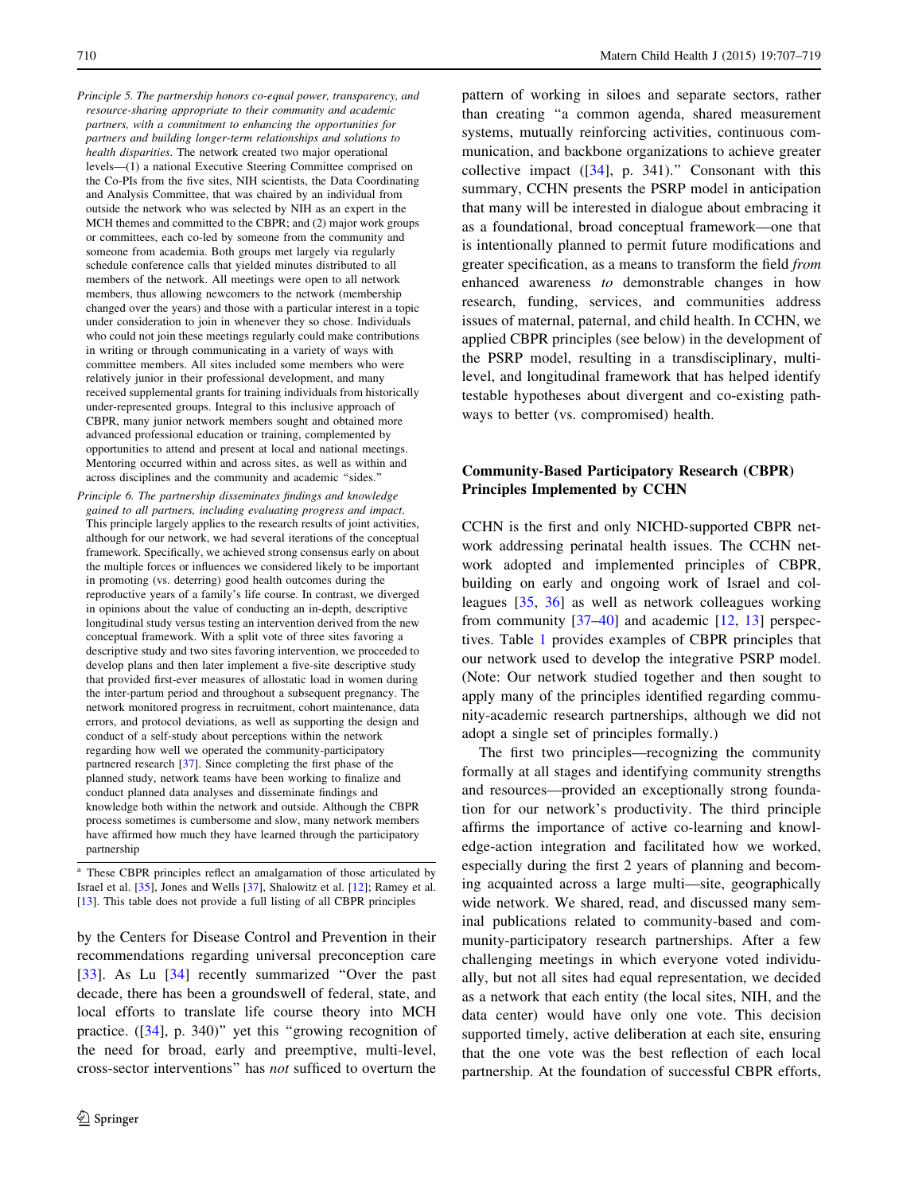*Principle 5. The partnership honors co-equal power, transparency, and resource-sharing appropriate to their community and academic partners, with a commitment to enhancing the opportunities for partners and building longer-term relationships and solutions to health disparities*. The network created two major operational levels—(1) a national Executive Steering Committee comprised on the Co-PIs from the five sites, NIH scientists, the Data Coordinating and Analysis Committee, that was chaired by an individual from outside the network who was selected by NIH as an expert in the MCH themes and committed to the CBPR; and (2) major work groups or committees, each co-led by someone from the community and someone from academia. Both groups met largely via regularly schedule conference calls that yielded minutes distributed to all members of the network. All meetings were open to all network members, thus allowing newcomers to the network (membership changed over the years) and those with a particular interest in a topic under consideration to join in whenever they so chose. Individuals who could not join these meetings regularly could make contributions in writing or through communicating in a variety of ways with committee members. All sites included some members who were relatively junior in their professional development, and many received supplemental grants for training individuals from historically under-represented groups. Integral to this inclusive approach of CBPR, many junior network members sought and obtained more advanced professional education or training, complemented by opportunities to attend and present at local and national meetings. Mentoring occurred within and across sites, as well as within and across disciplines and the community and academic "sides."

*Principle 6. The partnership disseminates findings and knowledge gained to all partners, including evaluating progress and impact*. This principle largely applies to the research results of joint activities, although for our network, we had several iterations of the conceptual framework. Specifically, we achieved strong consensus early on about the multiple forces or influences we considered likely to be important in promoting (vs. deterring) good health outcomes during the reproductive years of a family's life course. In contrast, we diverged in opinions about the value of conducting an in-depth, descriptive longitudinal study versus testing an intervention derived from the new conceptual framework. With a split vote of three sites favoring a descriptive study and two sites favoring intervention, we proceeded to develop plans and then later implement a five-site descriptive study that provided first-ever measures of allostatic load in women during the inter-partum period and throughout a subsequent pregnancy. The network monitored progress in recruitment, cohort maintenance, data errors, and protocol deviations, as well as supporting the design and conduct of a self-study about perceptions within the network regarding how well we operated the community-participatory partnered research [37]. Since completing the first phase of the planned study, network teams have been working to finalize and conduct planned data analyses and disseminate findings and knowledge both within the network and outside. Although the CBPR process sometimes is cumbersome and slow, many network members have affirmed how much they have learned through the participatory partnership

[a] These CBPR principles reflect an amalgamation of those articulated by Israel et al. [35], Jones and Wells [37], Shalowitz et al. [12]; Ramey et al. [13]. This table does not provide a full listing of all CBPR principles

by the Centers for Disease Control and Prevention in their recommendations regarding universal preconception care [33]. As Lu [34] recently summarized "Over the past decade, there has been a groundswell of federal, state, and local efforts to translate life course theory into MCH practice. ([34], p. 340)" yet this "growing recognition of the need for broad, early and preemptive, multi-level, cross-sector interventions" has *not* sufficed to overturn the pattern of working in siloes and separate sectors, rather than creating "a common agenda, shared measurement systems, mutually reinforcing activities, continuous communication, and backbone organizations to achieve greater collective impact ([34], p. 341)." Consonant with this summary, CCHN presents the PSRP model in anticipation that many will be interested in dialogue about embracing it as a foundational, broad conceptual framework—one that is intentionally planned to permit future modifications and greater specification, as a means to transform the field *from* enhanced awareness *to* demonstrable changes in how research, funding, services, and communities address issues of maternal, paternal, and child health. In CCHN, we applied CBPR principles (see below) in the development of the PSRP model, resulting in a transdisciplinary, multi-level, and longitudinal framework that has helped identify testable hypotheses about divergent and co-existing pathways to better (vs. compromised) health.

## Community-Based Participatory Research (CBPR) Principles Implemented by CCHN

CCHN is the first and only NICHD-supported CBPR network addressing perinatal health issues. The CCHN network adopted and implemented principles of CBPR, building on early and ongoing work of Israel and colleagues [35, 36] as well as network colleagues working from community [37–40] and academic [12, 13] perspectives. Table 1 provides examples of CBPR principles that our network used to develop the integrative PSRP model. (Note: Our network studied together and then sought to apply many of the principles identified regarding community-academic research partnerships, although we did not adopt a single set of principles formally.)

The first two principles—recognizing the community formally at all stages and identifying community strengths and resources—provided an exceptionally strong foundation for our network's productivity. The third principle affirms the importance of active co-learning and knowledge-action integration and facilitated how we worked, especially during the first 2 years of planning and becoming acquainted across a large multi—site, geographically wide network. We shared, read, and discussed many seminal publications related to community-based and community-participatory research partnerships. After a few challenging meetings in which everyone voted individually, but not all sites had equal representation, we decided as a network that each entity (the local sites, NIH, and the data center) would have only one vote. This decision supported timely, active deliberation at each site, ensuring that the one vote was the best reflection of each local partnership. At the foundation of successful CBPR efforts,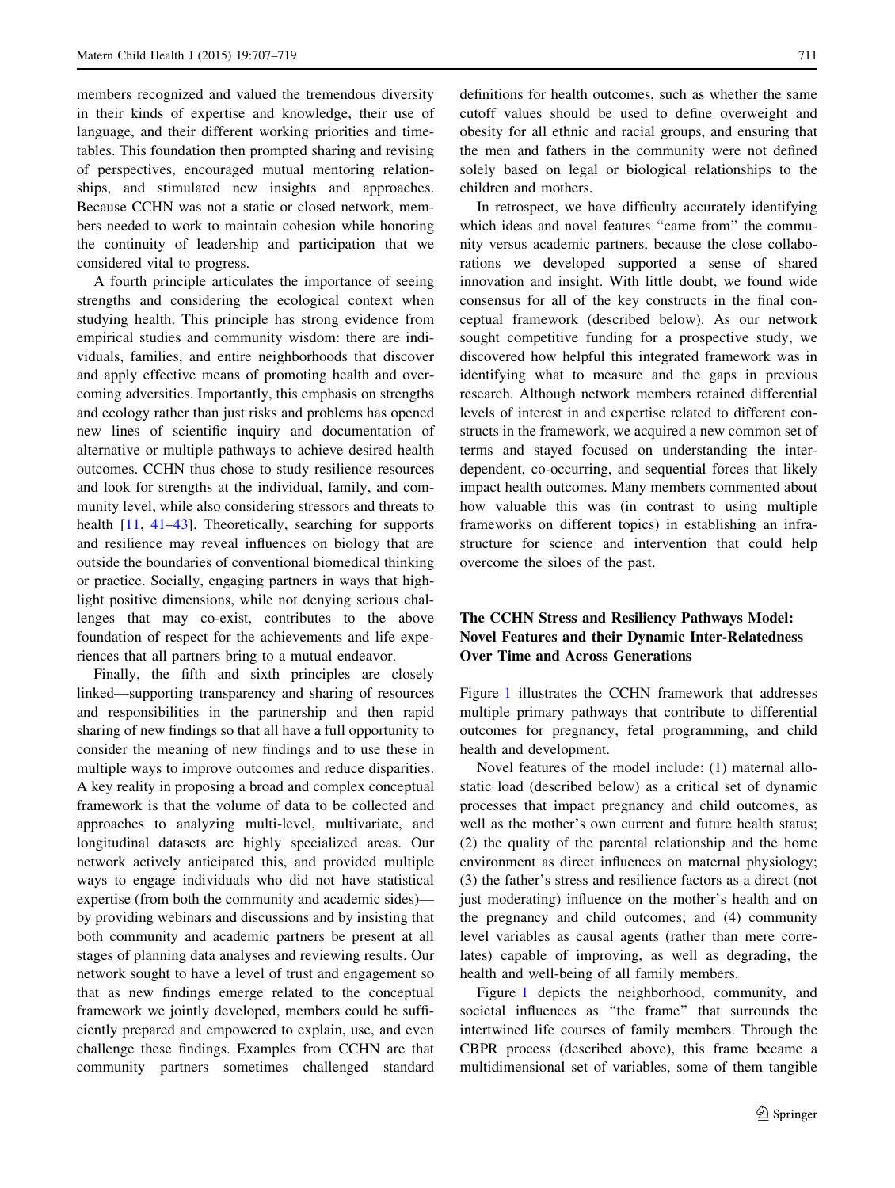members recognized and valued the tremendous diversity in their kinds of expertise and knowledge, their use of language, and their different working priorities and timetables. This foundation then prompted sharing and revising of perspectives, encouraged mutual mentoring relationships, and stimulated new insights and approaches. Because CCHN was not a static or closed network, members needed to work to maintain cohesion while honoring the continuity of leadership and participation that we considered vital to progress.

A fourth principle articulates the importance of seeing strengths and considering the ecological context when studying health. This principle has strong evidence from empirical studies and community wisdom: there are individuals, families, and entire neighborhoods that discover and apply effective means of promoting health and overcoming adversities. Importantly, this emphasis on strengths and ecology rather than just risks and problems has opened new lines of scientific inquiry and documentation of alternative or multiple pathways to achieve desired health outcomes. CCHN thus chose to study resilience resources and look for strengths at the individual, family, and community level, while also considering stressors and threats to health [11, 41–43]. Theoretically, searching for supports and resilience may reveal influences on biology that are outside the boundaries of conventional biomedical thinking or practice. Socially, engaging partners in ways that highlight positive dimensions, while not denying serious challenges that may co-exist, contributes to the above foundation of respect for the achievements and life experiences that all partners bring to a mutual endeavor.

Finally, the fifth and sixth principles are closely linked—supporting transparency and sharing of resources and responsibilities in the partnership and then rapid sharing of new findings so that all have a full opportunity to consider the meaning of new findings and to use these in multiple ways to improve outcomes and reduce disparities. A key reality in proposing a broad and complex conceptual framework is that the volume of data to be collected and approaches to analyzing multi-level, multivariate, and longitudinal datasets are highly specialized areas. Our network actively anticipated this, and provided multiple ways to engage individuals who did not have statistical expertise (from both the community and academic sides)—by providing webinars and discussions and by insisting that both community and academic partners be present at all stages of planning data analyses and reviewing results. Our network sought to have a level of trust and engagement so that as new findings emerge related to the conceptual framework we jointly developed, members could be sufficiently prepared and empowered to explain, use, and even challenge these findings. Examples from CCHN are that community partners sometimes challenged standard definitions for health outcomes, such as whether the same cutoff values should be used to define overweight and obesity for all ethnic and racial groups, and ensuring that the men and fathers in the community were not defined solely based on legal or biological relationships to the children and mothers.

In retrospect, we have difficulty accurately identifying which ideas and novel features "came from" the community versus academic partners, because the close collaborations we developed supported a sense of shared innovation and insight. With little doubt, we found wide consensus for all of the key constructs in the final conceptual framework (described below). As our network sought competitive funding for a prospective study, we discovered how helpful this integrated framework was in identifying what to measure and the gaps in previous research. Although network members retained differential levels of interest in and expertise related to different constructs in the framework, we acquired a new common set of terms and stayed focused on understanding the interdependent, co-occurring, and sequential forces that likely impact health outcomes. Many members commented about how valuable this was (in contrast to using multiple frameworks on different topics) in establishing an infrastructure for science and intervention that could help overcome the siloes of the past.

## The CCHN Stress and Resiliency Pathways Model: Novel Features and their Dynamic Inter-Relatedness Over Time and Across Generations

Figure 1 illustrates the CCHN framework that addresses multiple primary pathways that contribute to differential outcomes for pregnancy, fetal programming, and child health and development.

Novel features of the model include: (1) maternal allostatic load (described below) as a critical set of dynamic processes that impact pregnancy and child outcomes, as well as the mother's own current and future health status; (2) the quality of the parental relationship and the home environment as direct influences on maternal physiology; (3) the father's stress and resilience factors as a direct (not just moderating) influence on the mother's health and on the pregnancy and child outcomes; and (4) community level variables as causal agents (rather than mere correlates) capable of improving, as well as degrading, the health and well-being of all family members.

Figure 1 depicts the neighborhood, community, and societal influences as "the frame" that surrounds the intertwined life courses of family members. Through the CBPR process (described above), this frame became a multidimensional set of variables, some of them tangible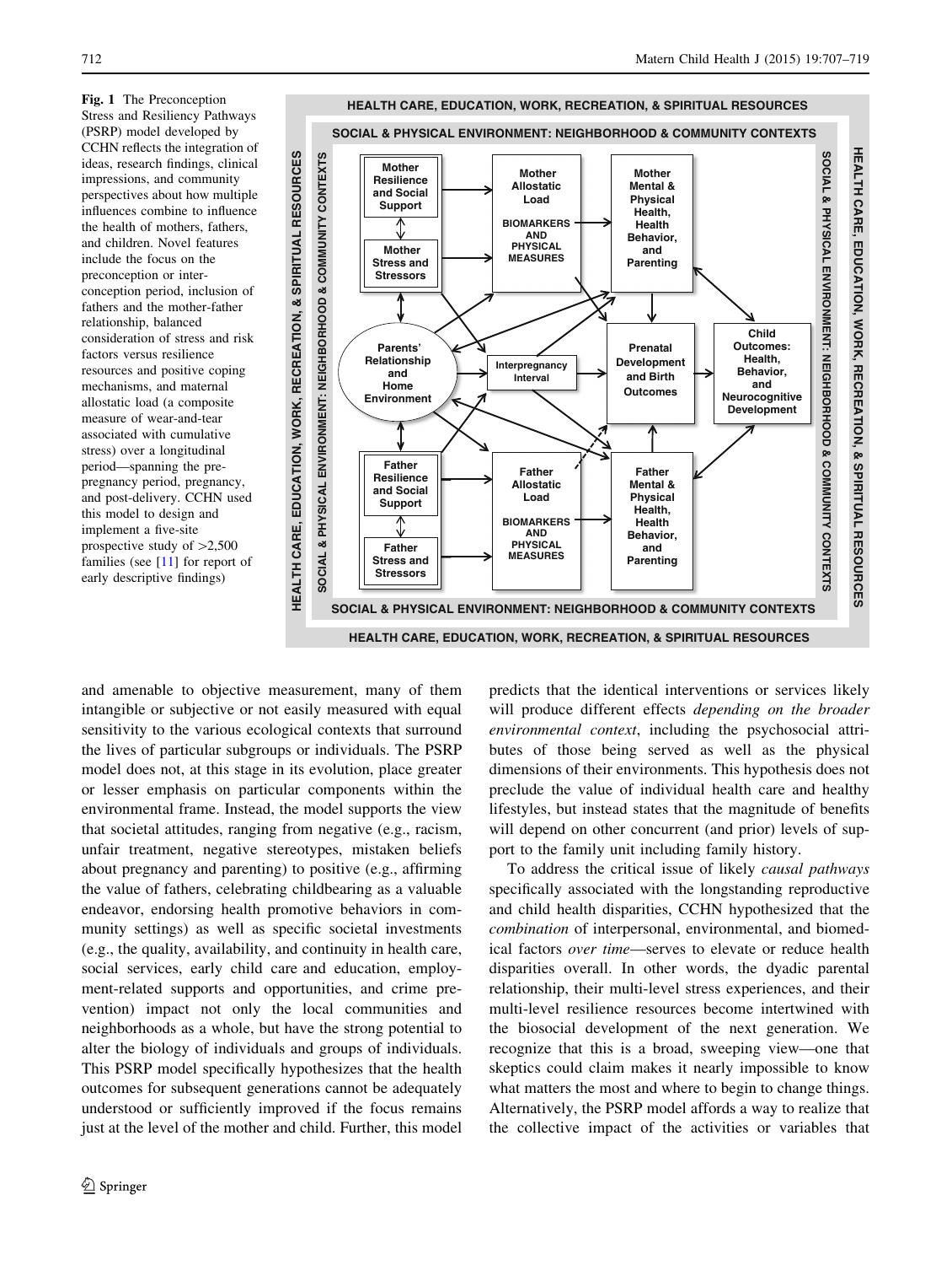Fig. 1 The Preconception Stress and Resiliency Pathways (PSRP) model developed by CCHN reflects the integration of ideas, research findings, clinical impressions, and community perspectives about how multiple influences combine to influence the health of mothers, fathers, and children. Novel features include the focus on the preconception or inter-conception period, inclusion of fathers and the mother-father relationship, balanced consideration of stress and risk factors versus resilience resources and positive coping mechanisms, and maternal allostatic load (a composite measure of wear-and-tear associated with cumulative stress) over a longitudinal period—spanning the pre-pregnancy period, pregnancy, and post-delivery. CCHN used this model to design and implement a five-site prospective study of >2,500 families (see [11] for report of early descriptive findings)

HEALTH CARE, EDUCATION, WORK, RECREATION, & SPIRITUAL RESOURCES

SOCIAL & PHYSICAL ENVIRONMENT: NEIGHBORHOOD & COMMUNITY CONTEXTS

Mother Resilience and Social Support

Mother Stress and Stressors

Mother Allostatic Load

BIOMARKERS AND PHYSICAL MEASURES

Mother Mental & Physical Health, Health Behavior, and Parenting

Parents' Relationship and Home Environment

Interpregnancy Interval

Prenatal Development and Birth Outcomes

Child Outcomes: Health, Behavior, and Neurocognitive Development

Father Resilience and Social Support

Father Stress and Stressors

Father Allostatic Load

BIOMARKERS AND PHYSICAL MEASURES

Father Mental & Physical Health, Health Behavior, and Parenting

and amenable to objective measurement, many of them intangible or subjective or not easily measured with equal sensitivity to the various ecological contexts that surround the lives of particular subgroups or individuals. The PSRP model does not, at this stage in its evolution, place greater or lesser emphasis on particular components within the environmental frame. Instead, the model supports the view that societal attitudes, ranging from negative (e.g., racism, unfair treatment, negative stereotypes, mistaken beliefs about pregnancy and parenting) to positive (e.g., affirming the value of fathers, celebrating childbearing as a valuable endeavor, endorsing health promotive behaviors in community settings) as well as specific societal investments (e.g., the quality, availability, and continuity in health care, social services, early child care and education, employment-related supports and opportunities, and crime prevention) impact not only the local communities and neighborhoods as a whole, but have the strong potential to alter the biology of individuals and groups of individuals. This PSRP model specifically hypothesizes that the health outcomes for subsequent generations cannot be adequately understood or sufficiently improved if the focus remains just at the level of the mother and child. Further, this model predicts that the identical interventions or services likely will produce different effects *depending on the broader environmental context*, including the psychosocial attributes of those being served as well as the physical dimensions of their environments. This hypothesis does not preclude the value of individual health care and healthy lifestyles, but instead states that the magnitude of benefits will depend on other concurrent (and prior) levels of support to the family unit including family history.

To address the critical issue of likely *causal pathways* specifically associated with the longstanding reproductive and child health disparities, CCHN hypothesized that the *combination* of interpersonal, environmental, and biomedical factors *over time*—serves to elevate or reduce health disparities overall. In other words, the dyadic parental relationship, their multi-level stress experiences, and their multi-level resilience resources become intertwined with the biosocial development of the next generation. We recognize that this is a broad, sweeping view—one that skeptics could claim makes it nearly impossible to know what matters the most and where to begin to change things. Alternatively, the PSRP model affords a way to realize that the collective impact of the activities or variables that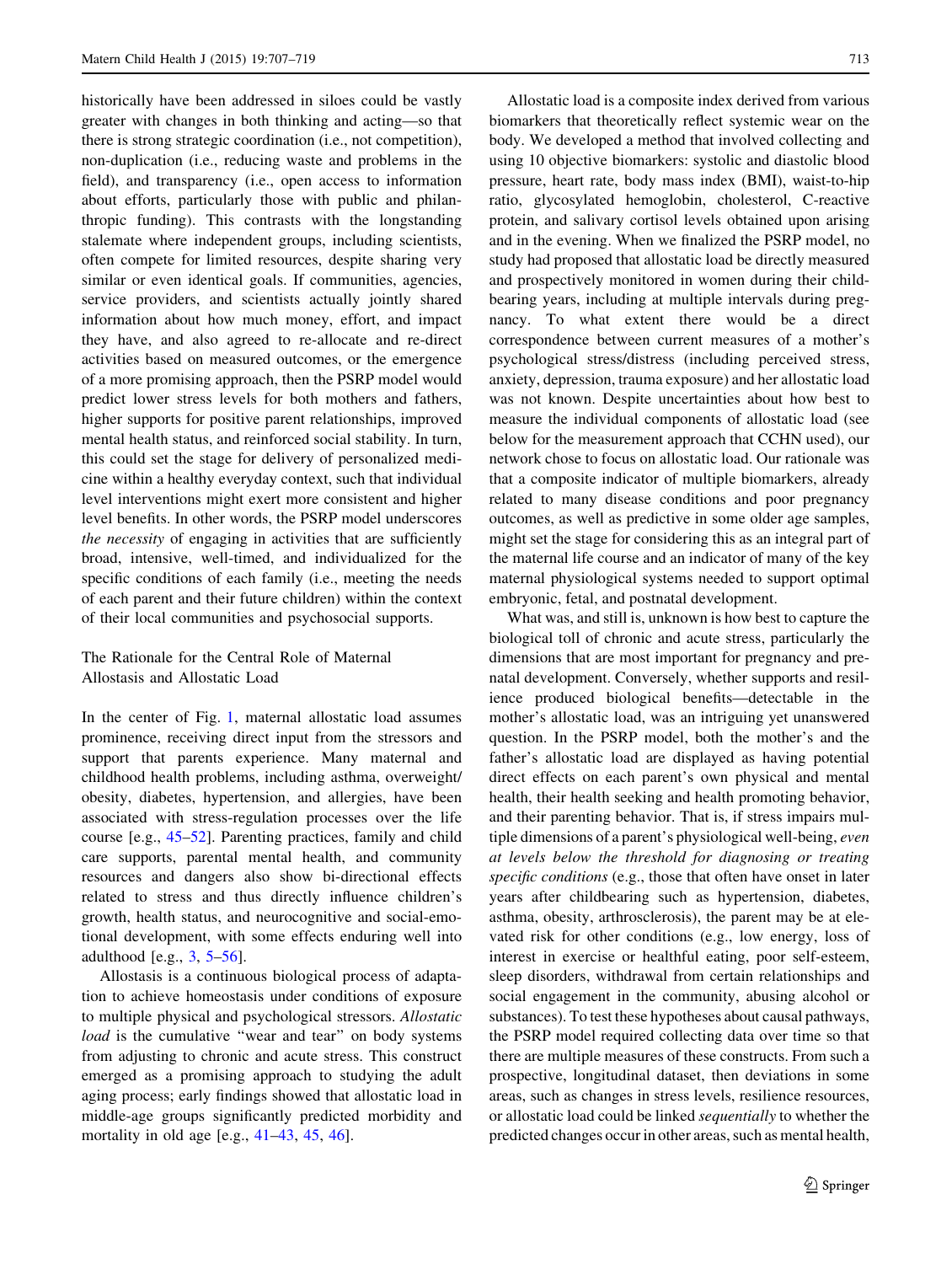historically have been addressed in siloes could be vastly greater with changes in both thinking and acting—so that there is strong strategic coordination (i.e., not competition), non-duplication (i.e., reducing waste and problems in the field), and transparency (i.e., open access to information about efforts, particularly those with public and philanthropic funding). This contrasts with the longstanding stalemate where independent groups, including scientists, often compete for limited resources, despite sharing very similar or even identical goals. If communities, agencies, service providers, and scientists actually jointly shared information about how much money, effort, and impact they have, and also agreed to re-allocate and re-direct activities based on measured outcomes, or the emergence of a more promising approach, then the PSRP model would predict lower stress levels for both mothers and fathers, higher supports for positive parent relationships, improved mental health status, and reinforced social stability. In turn, this could set the stage for delivery of personalized medicine within a healthy everyday context, such that individual level interventions might exert more consistent and higher level benefits. In other words, the PSRP model underscores *the necessity* of engaging in activities that are sufficiently broad, intensive, well-timed, and individualized for the specific conditions of each family (i.e., meeting the needs of each parent and their future children) within the context of their local communities and psychosocial supports.

## The Rationale for the Central Role of Maternal Allostasis and Allostatic Load

In the center of Fig. 1, maternal allostatic load assumes prominence, receiving direct input from the stressors and support that parents experience. Many maternal and childhood health problems, including asthma, overweight/obesity, diabetes, hypertension, and allergies, have been associated with stress-regulation processes over the life course [e.g., 45–52]. Parenting practices, family and child care supports, parental mental health, and community resources and dangers also show bi-directional effects related to stress and thus directly influence children's growth, health status, and neurocognitive and social-emotional development, with some effects enduring well into adulthood [e.g., 3, 5–56].

Allostasis is a continuous biological process of adaptation to achieve homeostasis under conditions of exposure to multiple physical and psychological stressors. *Allostatic load* is the cumulative "wear and tear" on body systems from adjusting to chronic and acute stress. This construct emerged as a promising approach to studying the adult aging process; early findings showed that allostatic load in middle-age groups significantly predicted morbidity and mortality in old age [e.g., 41–43, 45, 46].

Allostatic load is a composite index derived from various biomarkers that theoretically reflect systemic wear on the body. We developed a method that involved collecting and using 10 objective biomarkers: systolic and diastolic blood pressure, heart rate, body mass index (BMI), waist-to-hip ratio, glycosylated hemoglobin, cholesterol, C-reactive protein, and salivary cortisol levels obtained upon arising and in the evening. When we finalized the PSRP model, no study had proposed that allostatic load be directly measured and prospectively monitored in women during their childbearing years, including at multiple intervals during pregnancy. To what extent there would be a direct correspondence between current measures of a mother's psychological stress/distress (including perceived stress, anxiety, depression, trauma exposure) and her allostatic load was not known. Despite uncertainties about how best to measure the individual components of allostatic load (see below for the measurement approach that CCHN used), our network chose to focus on allostatic load. Our rationale was that a composite indicator of multiple biomarkers, already related to many disease conditions and poor pregnancy outcomes, as well as predictive in some older age samples, might set the stage for considering this as an integral part of the maternal life course and an indicator of many of the key maternal physiological systems needed to support optimal embryonic, fetal, and postnatal development.

What was, and still is, unknown is how best to capture the biological toll of chronic and acute stress, particularly the dimensions that are most important for pregnancy and prenatal development. Conversely, whether supports and resilience produced biological benefits—detectable in the mother's allostatic load, was an intriguing yet unanswered question. In the PSRP model, both the mother's and the father's allostatic load are displayed as having potential direct effects on each parent's own physical and mental health, their health seeking and health promoting behavior, and their parenting behavior. That is, if stress impairs multiple dimensions of a parent's physiological well-being, *even at levels below the threshold for diagnosing or treating specific conditions* (e.g., those that often have onset in later years after childbearing such as hypertension, diabetes, asthma, obesity, arthrosclerosis), the parent may be at elevated risk for other conditions (e.g., low energy, loss of interest in exercise or healthful eating, poor self-esteem, sleep disorders, withdrawal from certain relationships and social engagement in the community, abusing alcohol or substances). To test these hypotheses about causal pathways, the PSRP model required collecting data over time so that there are multiple measures of these constructs. From such a prospective, longitudinal dataset, then deviations in some areas, such as changes in stress levels, resilience resources, or allostatic load could be linked *sequentially* to whether the predicted changes occur in other areas, such as mental health,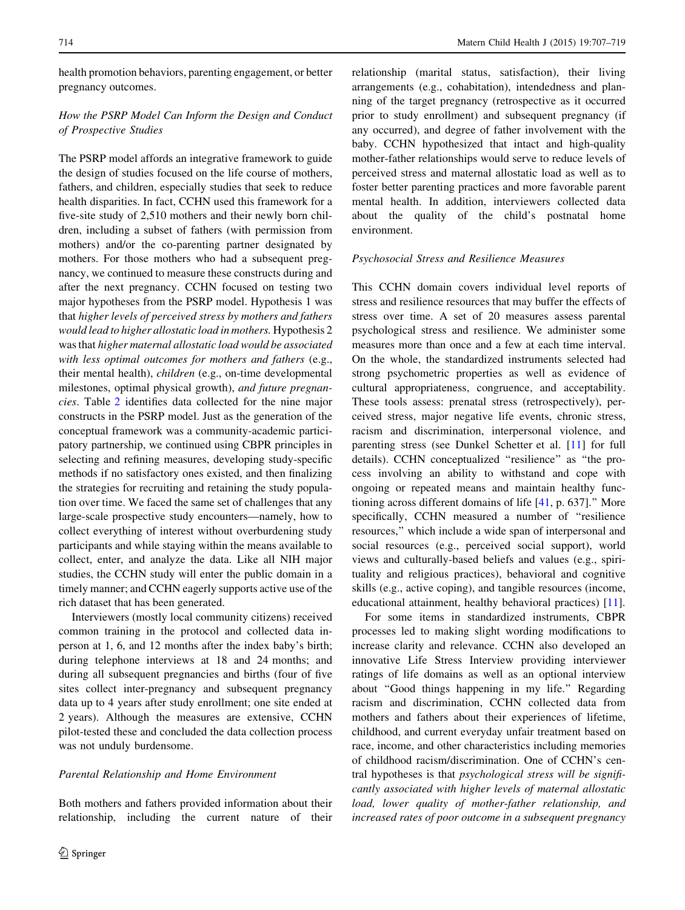health promotion behaviors, parenting engagement, or better pregnancy outcomes.

### How the PSRP Model Can Inform the Design and Conduct of Prospective Studies

The PSRP model affords an integrative framework to guide the design of studies focused on the life course of mothers, fathers, and children, especially studies that seek to reduce health disparities. In fact, CCHN used this framework for a five-site study of 2,510 mothers and their newly born children, including a subset of fathers (with permission from mothers) and/or the co-parenting partner designated by mothers. For those mothers who had a subsequent pregnancy, we continued to measure these constructs during and after the next pregnancy. CCHN focused on testing two major hypotheses from the PSRP model. Hypothesis 1 was that *higher levels of perceived stress by mothers and fathers would lead to higher allostatic load in mothers.* Hypothesis 2 was that *higher maternal allostatic load would be associated with less optimal outcomes for mothers and fathers* (e.g., their mental health), *children* (e.g., on-time developmental milestones, optimal physical growth), *and future pregnancies*. Table 2 identifies data collected for the nine major constructs in the PSRP model. Just as the generation of the conceptual framework was a community-academic participatory partnership, we continued using CBPR principles in selecting and refining measures, developing study-specific methods if no satisfactory ones existed, and then finalizing the strategies for recruiting and retaining the study population over time. We faced the same set of challenges that any large-scale prospective study encounters—namely, how to collect everything of interest without overburdening study participants and while staying within the means available to collect, enter, and analyze the data. Like all NIH major studies, the CCHN study will enter the public domain in a timely manner; and CCHN eagerly supports active use of the rich dataset that has been generated.

Interviewers (mostly local community citizens) received common training in the protocol and collected data in-person at 1, 6, and 12 months after the index baby's birth; during telephone interviews at 18 and 24 months; and during all subsequent pregnancies and births (four of five sites collect inter-pregnancy and subsequent pregnancy data up to 4 years after study enrollment; one site ended at 2 years). Although the measures are extensive, CCHN pilot-tested these and concluded the data collection process was not unduly burdensome.

### Parental Relationship and Home Environment

Both mothers and fathers provided information about their relationship, including the current nature of their relationship (marital status, satisfaction), their living arrangements (e.g., cohabitation), intendedness and planning of the target pregnancy (retrospective as it occurred prior to study enrollment) and subsequent pregnancy (if any occurred), and degree of father involvement with the baby. CCHN hypothesized that intact and high-quality mother-father relationships would serve to reduce levels of perceived stress and maternal allostatic load as well as to foster better parenting practices and more favorable parent mental health. In addition, interviewers collected data about the quality of the child's postnatal home environment.

### Psychosocial Stress and Resilience Measures

This CCHN domain covers individual level reports of stress and resilience resources that may buffer the effects of stress over time. A set of 20 measures assess parental psychological stress and resilience. We administer some measures more than once and a few at each time interval. On the whole, the standardized instruments selected had strong psychometric properties as well as evidence of cultural appropriateness, congruence, and acceptability. These tools assess: prenatal stress (retrospectively), perceived stress, major negative life events, chronic stress, racism and discrimination, interpersonal violence, and parenting stress (see Dunkel Schetter et al. [11] for full details). CCHN conceptualized "resilience" as "the process involving an ability to withstand and cope with ongoing or repeated means and maintain healthy functioning across different domains of life [41, p. 637]." More specifically, CCHN measured a number of "resilience resources," which include a wide span of interpersonal and social resources (e.g., perceived social support), world views and culturally-based beliefs and values (e.g., spirituality and religious practices), behavioral and cognitive skills (e.g., active coping), and tangible resources (income, educational attainment, healthy behavioral practices) [11].

For some items in standardized instruments, CBPR processes led to making slight wording modifications to increase clarity and relevance. CCHN also developed an innovative Life Stress Interview providing interviewer ratings of life domains as well as an optional interview about "Good things happening in my life." Regarding racism and discrimination, CCHN collected data from mothers and fathers about their experiences of lifetime, childhood, and current everyday unfair treatment based on race, income, and other characteristics including memories of childhood racism/discrimination. One of CCHN's central hypotheses is that *psychological stress will be significantly associated with higher levels of maternal allostatic load, lower quality of mother-father relationship, and increased rates of poor outcome in a subsequent pregnancy*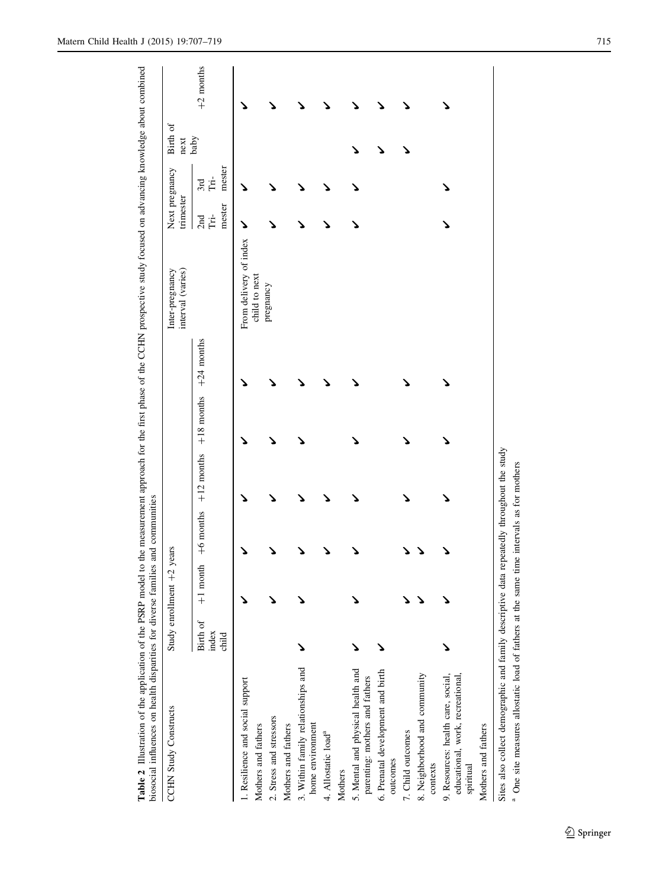**Table 2** Illustration of the application of the PSRP model to the measurement approach for the first phase of the CCHN prospective study focused on advancing knowledge about combined biosocial influences on health disparities for diverse families and communities

| CCHN Study Constructs | Study enrollment +2 years | | | | | | Inter-pregnancy interval (varies) | Next pregnancy trimester | | Birth of next baby | |
|---|---|---|---|---|---|---|---|---|---|---|---|
| | Birth of index child | +1 month | +6 months | +12 months | +18 months | +24 months | | 2nd Tri-mester | 3rd Tri-mester | | +2 months |
| 1. Resilience and social support | | ✓ | ✓ | ✓ | ✓ | ✓ | From delivery of index child to next pregnancy | ✓ | ✓ | | ✓ |
| Mothers and fathers | | | | | | | | | | | |
| 2. Stress and stressors | | ✓ | ✓ | ✓ | ✓ | ✓ | | ✓ | ✓ | | ✓ |
| Mothers and fathers | | | | | | | | | | | |
| 3. Within family relationships and home environment | ✓ | ✓ | ✓ | ✓ | ✓ | ✓ | | ✓ | ✓ | | ✓ |
| 4. Allostatic load[a] | | | ✓ | ✓ | | ✓ | | ✓ | ✓ | | ✓ |
| Mothers | | | | | | | | | | | |
| 5. Mental and physical health and parenting: mothers and fathers | ✓ | ✓ | ✓ | ✓ | ✓ | ✓ | | ✓ | ✓ | ✓ | ✓ |
| 6. Prenatal development and birth outcomes | ✓ | | | | | | | | | ✓ | ✓ |
| 7. Child outcomes | | ✓ | ✓ | ✓ | ✓ | ✓ | | | | ✓ | ✓ |
| 8. Neighborhood and community contexts | | ✓ | ✓ | | | | | | | | |
| 9. Resources: health care, social, educational, work, recreational, spiritual | ✓ | ✓ | ✓ | ✓ | ✓ | ✓ | | ✓ | ✓ | | ✓ |
| Mothers and fathers | | | | | | | | | | | |

Sites also collect demographic and family descriptive data repeatedly throughout the study

[a] One site measures allostatic load of fathers at the same time intervals as for mothers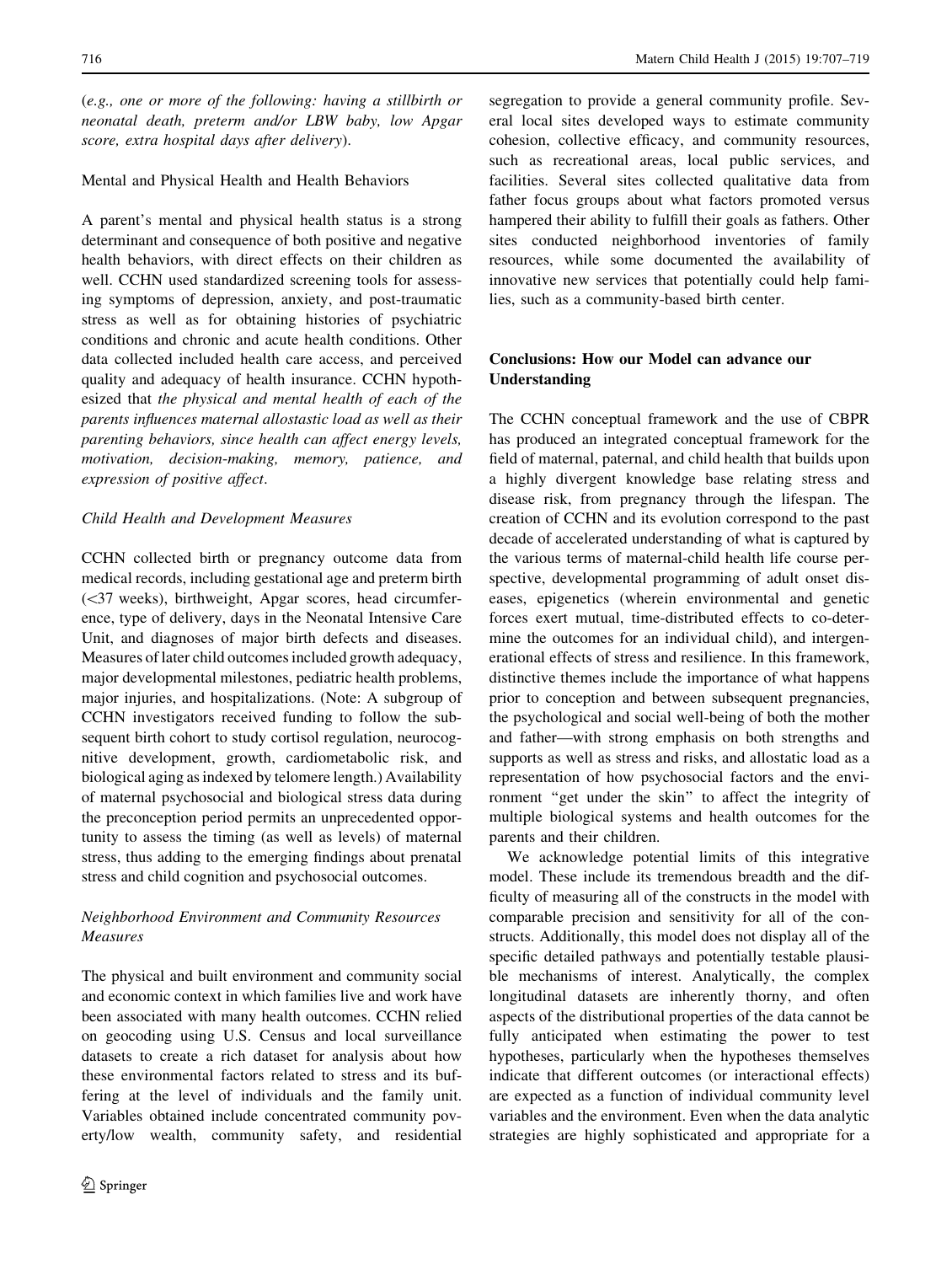(*e.g., one or more of the following: having a stillbirth or neonatal death, preterm and/or LBW baby, low Apgar score, extra hospital days after delivery*).

### Mental and Physical Health and Health Behaviors

A parent's mental and physical health status is a strong determinant and consequence of both positive and negative health behaviors, with direct effects on their children as well. CCHN used standardized screening tools for assessing symptoms of depression, anxiety, and post-traumatic stress as well as for obtaining histories of psychiatric conditions and chronic and acute health conditions. Other data collected included health care access, and perceived quality and adequacy of health insurance. CCHN hypothesized that *the physical and mental health of each of the parents influences maternal allostatic load as well as their parenting behaviors, since health can affect energy levels, motivation, decision-making, memory, patience, and expression of positive affect*.

#### *Child Health and Development Measures*

CCHN collected birth or pregnancy outcome data from medical records, including gestational age and preterm birth (<37 weeks), birthweight, Apgar scores, head circumference, type of delivery, days in the Neonatal Intensive Care Unit, and diagnoses of major birth defects and diseases. Measures of later child outcomes included growth adequacy, major developmental milestones, pediatric health problems, major injuries, and hospitalizations. (Note: A subgroup of CCHN investigators received funding to follow the subsequent birth cohort to study cortisol regulation, neurocognitive development, growth, cardiometabolic risk, and biological aging as indexed by telomere length.) Availability of maternal psychosocial and biological stress data during the preconception period permits an unprecedented opportunity to assess the timing (as well as levels) of maternal stress, thus adding to the emerging findings about prenatal stress and child cognition and psychosocial outcomes.

#### *Neighborhood Environment and Community Resources Measures*

The physical and built environment and community social and economic context in which families live and work have been associated with many health outcomes. CCHN relied on geocoding using U.S. Census and local surveillance datasets to create a rich dataset for analysis about how these environmental factors related to stress and its buffering at the level of individuals and the family unit. Variables obtained include concentrated community poverty/low wealth, community safety, and residential segregation to provide a general community profile. Several local sites developed ways to estimate community cohesion, collective efficacy, and community resources, such as recreational areas, local public services, and facilities. Several sites collected qualitative data from father focus groups about what factors promoted versus hampered their ability to fulfill their goals as fathers. Other sites conducted neighborhood inventories of family resources, while some documented the availability of innovative new services that potentially could help families, such as a community-based birth center.

## Conclusions: How our Model can advance our Understanding

The CCHN conceptual framework and the use of CBPR has produced an integrated conceptual framework for the field of maternal, paternal, and child health that builds upon a highly divergent knowledge base relating stress and disease risk, from pregnancy through the lifespan. The creation of CCHN and its evolution correspond to the past decade of accelerated understanding of what is captured by the various terms of maternal-child health life course perspective, developmental programming of adult onset diseases, epigenetics (wherein environmental and genetic forces exert mutual, time-distributed effects to co-determine the outcomes for an individual child), and intergenerational effects of stress and resilience. In this framework, distinctive themes include the importance of what happens prior to conception and between subsequent pregnancies, the psychological and social well-being of both the mother and father—with strong emphasis on both strengths and supports as well as stress and risks, and allostatic load as a representation of how psychosocial factors and the environment "get under the skin" to affect the integrity of multiple biological systems and health outcomes for the parents and their children.

We acknowledge potential limits of this integrative model. These include its tremendous breadth and the difficulty of measuring all of the constructs in the model with comparable precision and sensitivity for all of the constructs. Additionally, this model does not display all of the specific detailed pathways and potentially testable plausible mechanisms of interest. Analytically, the complex longitudinal datasets are inherently thorny, and often aspects of the distributional properties of the data cannot be fully anticipated when estimating the power to test hypotheses, particularly when the hypotheses themselves indicate that different outcomes (or interactional effects) are expected as a function of individual community level variables and the environment. Even when the data analytic strategies are highly sophisticated and appropriate for a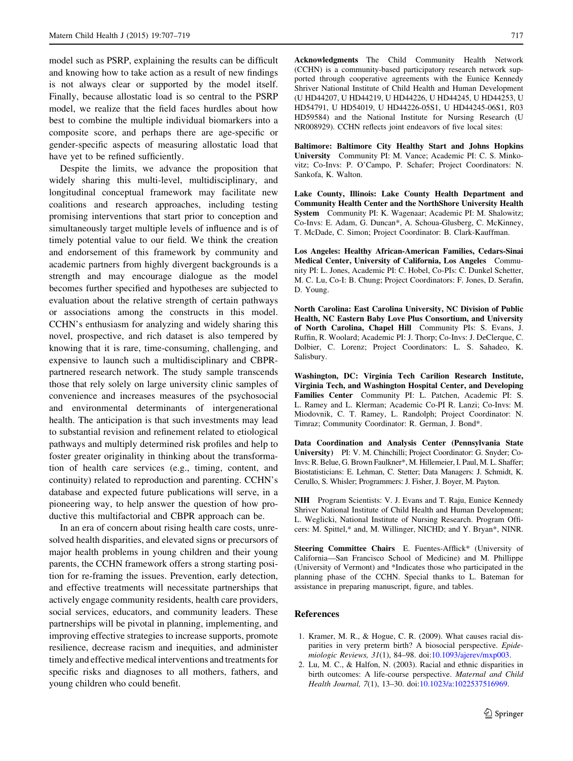model such as PSRP, explaining the results can be difficult and knowing how to take action as a result of new findings is not always clear or supported by the model itself. Finally, because allostatic load is so central to the PSRP model, we realize that the field faces hurdles about how best to combine the multiple individual biomarkers into a composite score, and perhaps there are age-specific or gender-specific aspects of measuring allostatic load that have yet to be refined sufficiently.

Despite the limits, we advance the proposition that widely sharing this multi-level, multidisciplinary, and longitudinal conceptual framework may facilitate new coalitions and research approaches, including testing promising interventions that start prior to conception and simultaneously target multiple levels of influence and is of timely potential value to our field. We think the creation and endorsement of this framework by community and academic partners from highly divergent backgrounds is a strength and may encourage dialogue as the model becomes further specified and hypotheses are subjected to evaluation about the relative strength of certain pathways or associations among the constructs in this model. CCHN's enthusiasm for analyzing and widely sharing this novel, prospective, and rich dataset is also tempered by knowing that it is rare, time-consuming, challenging, and expensive to launch such a multidisciplinary and CBPR-partnered research network. The study sample transcends those that rely solely on large university clinic samples of convenience and increases measures of the psychosocial and environmental determinants of intergenerational health. The anticipation is that such investments may lead to substantial revision and refinement related to etiological pathways and multiply determined risk profiles and help to foster greater originality in thinking about the transformation of health care services (e.g., timing, content, and continuity) related to reproduction and parenting. CCHN's database and expected future publications will serve, in a pioneering way, to help answer the question of how productive this multifactorial and CBPR approach can be.

In an era of concern about rising health care costs, unresolved health disparities, and elevated signs or precursors of major health problems in young children and their young parents, the CCHN framework offers a strong starting position for re-framing the issues. Prevention, early detection, and effective treatments will necessitate partnerships that actively engage community residents, health care providers, social services, educators, and community leaders. These partnerships will be pivotal in planning, implementing, and improving effective strategies to increase supports, promote resilience, decrease racism and inequities, and administer timely and effective medical interventions and treatments for specific risks and diagnoses to all mothers, fathers, and young children who could benefit.

**Acknowledgments** The Child Community Health Network (CCHN) is a community-based participatory research network supported through cooperative agreements with the Eunice Kennedy Shriver National Institute of Child Health and Human Development (U HD44207, U HD44219, U HD44226, U HD44245, U HD44253, U HD54791, U HD54019, U HD44226-05S1, U HD44245-06S1, R03 HD59584) and the National Institute for Nursing Research (U NR008929). CCHN reflects joint endeavors of five local sites:

**Baltimore: Baltimore City Healthy Start and Johns Hopkins University** Community PI: M. Vance; Academic PI: C. S. Minkovitz; Co-Invs: P. O'Campo, P. Schafer; Project Coordinators: N. Sankofa, K. Walton.

**Lake County, Illinois: Lake County Health Department and Community Health Center and the NorthShore University Health System** Community PI: K. Wagenaar; Academic PI: M. Shalowitz; Co-Invs: E. Adam, G. Duncan*, A. Schoua-Glusberg, C. McKinney, T. McDade, C. Simon; Project Coordinator: B. Clark-Kauffman.

**Los Angeles: Healthy African-American Families, Cedars-Sinai Medical Center, University of California, Los Angeles** Community PI: L. Jones, Academic PI: C. Hobel, Co-PIs: C. Dunkel Schetter, M. C. Lu, Co-I: B. Chung; Project Coordinators: F. Jones, D. Serafin, D. Young.

**North Carolina: East Carolina University, NC Division of Public Health, NC Eastern Baby Love Plus Consortium, and University of North Carolina, Chapel Hill** Community PIs: S. Evans, J. Ruffin, R. Woolard; Academic PI: J. Thorp; Co-Invs: J. DeClerque, C. Dolbier, C. Lorenz; Project Coordinators: L. S. Sahadeo, K. Salisbury.

**Washington, DC: Virginia Tech Carilion Research Institute, Virginia Tech, and Washington Hospital Center, and Developing Families Center** Community PI: L. Patchen, Academic PI: S. L. Ramey and L. Klerman; Academic Co-PI R. Lanzi; Co-Invs: M. Miodovnik, C. T. Ramey, L. Randolph; Project Coordinator: N. Timraz; Community Coordinator: R. German, J. Bond*.

**Data Coordination and Analysis Center (Pennsylvania State University)** PI: V. M. Chinchilli; Project Coordinator: G. Snyder; Co-Invs: R. Belue, G. Brown Faulkner*, M. Hillemeier, I. Paul, M. L. Shaffer; Biostatisticians: E. Lehman, C. Stetter; Data Managers: J. Schmidt, K. Cerullo, S. Whisler; Programmers: J. Fisher, J. Boyer, M. Payton.

**NIH** Program Scientists: V. J. Evans and T. Raju, Eunice Kennedy Shriver National Institute of Child Health and Human Development; L. Weglicki, National Institute of Nursing Research. Program Officers: M. Spittel,* and, M. Willinger, NICHD; and Y. Bryan*, NINR.

**Steering Committee Chairs** E. Fuentes-Afflick* (University of California—San Francisco School of Medicine) and M. Phillippe (University of Vermont) and *Indicates those who participated in the planning phase of the CCHN. Special thanks to L. Bateman for assistance in preparing manuscript, figure, and tables.

## References

1. Kramer, M. R., & Hogue, C. R. (2009). What causes racial disparities in very preterm birth? A biosocial perspective. *Epidemiologic Reviews, 31*(1), 84–98. doi:10.1093/ajerev/mxp003.
2. Lu, M. C., & Halfon, N. (2003). Racial and ethnic disparities in birth outcomes: A life-course perspective. *Maternal and Child Health Journal, 7*(1), 13–30. doi:10.1023/a:1022537516969.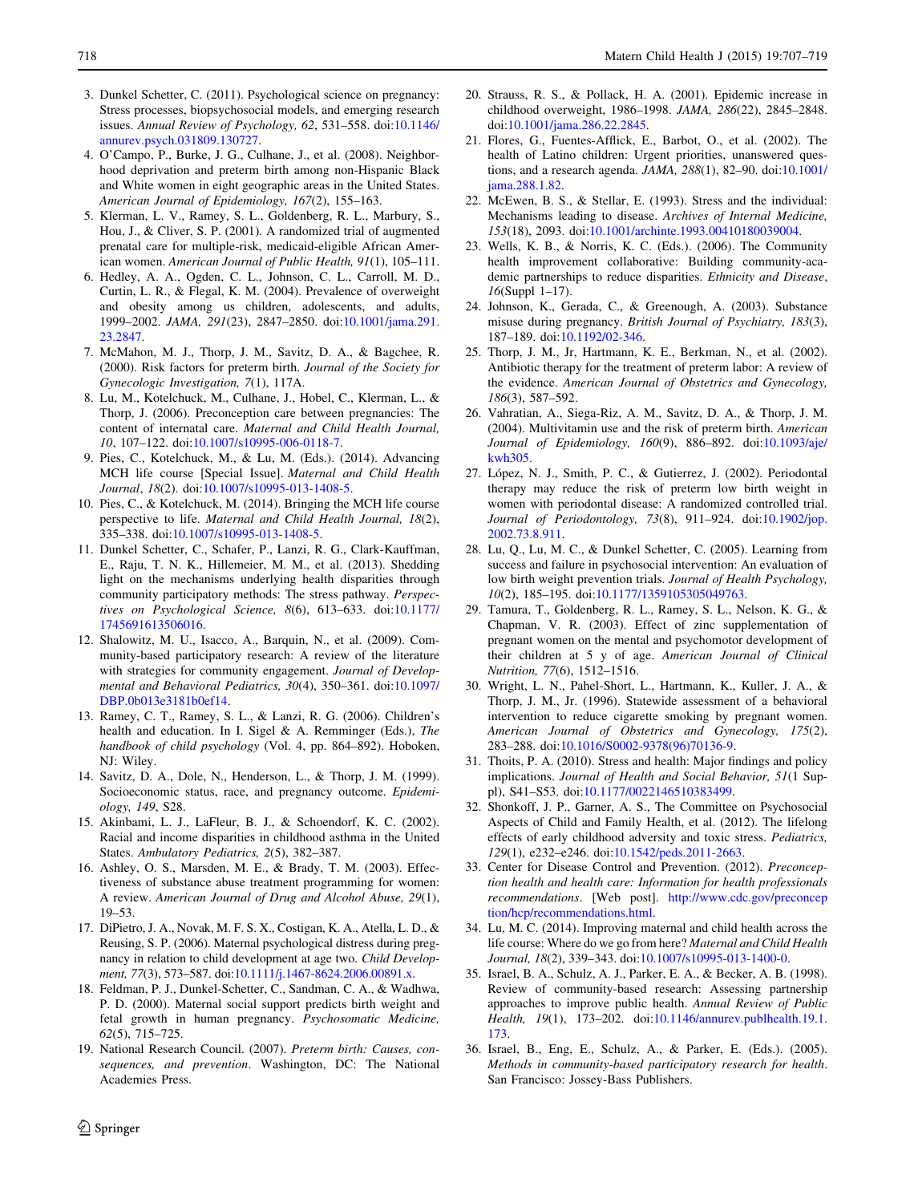3. Dunkel Schetter, C. (2011). Psychological science on pregnancy: Stress processes, biopsychosocial models, and emerging research issues. *Annual Review of Psychology, 62*, 531–558. doi:10.1146/annurev.psych.031809.130727.
4. O'Campo, P., Burke, J. G., Culhane, J., et al. (2008). Neighborhood deprivation and preterm birth among non-Hispanic Black and White women in eight geographic areas in the United States. *American Journal of Epidemiology, 167*(2), 155–163.
5. Klerman, L. V., Ramey, S. L., Goldenberg, R. L., Marbury, S., Hou, J., & Cliver, S. P. (2001). A randomized trial of augmented prenatal care for multiple-risk, medicaid-eligible African American women. *American Journal of Public Health, 91*(1), 105–111.
6. Hedley, A. A., Ogden, C. L., Johnson, C. L., Carroll, M. D., Curtin, L. R., & Flegal, K. M. (2004). Prevalence of overweight and obesity among us children, adolescents, and adults, 1999–2002. *JAMA, 291*(23), 2847–2850. doi:10.1001/jama.291.23.2847.
7. McMahon, M. J., Thorp, J. M., Savitz, D. A., & Bagchee, R. (2000). Risk factors for preterm birth. *Journal of the Society for Gynecologic Investigation, 7*(1), 117A.
8. Lu, M., Kotelchuck, M., Culhane, J., Hobel, C., Klerman, L., & Thorp, J. (2006). Preconception care between pregnancies: The content of internatal care. *Maternal and Child Health Journal, 10*, 107–122. doi:10.1007/s10995-006-0118-7.
9. Pies, C., Kotelchuck, M., & Lu, M. (Eds.). (2014). Advancing MCH life course [Special Issue]. *Maternal and Child Health Journal, 18*(2). doi:10.1007/s10995-013-1408-5.
10. Pies, C., & Kotelchuck, M. (2014). Bringing the MCH life course perspective to life. *Maternal and Child Health Journal, 18*(2), 335–338. doi:10.1007/s10995-013-1408-5.
11. Dunkel Schetter, C., Schafer, P., Lanzi, R. G., Clark-Kauffman, E., Raju, T. N. K., Hillemeier, M. M., et al. (2013). Shedding light on the mechanisms underlying health disparities through community participatory methods: The stress pathway. *Perspectives on Psychological Science, 8*(6), 613–633. doi:10.1177/1745691613506016.
12. Shalowitz, M. U., Isacco, A., Barquin, N., et al. (2009). Community-based participatory research: A review of the literature with strategies for community engagement. *Journal of Developmental and Behavioral Pediatrics, 30*(4), 350–361. doi:10.1097/DBP.0b013e3181b0ef14.
13. Ramey, C. T., Ramey, S. L., & Lanzi, R. G. (2006). Children's health and education. In I. Sigel & A. Remminger (Eds.), *The handbook of child psychology* (Vol. 4, pp. 864–892). Hoboken, NJ: Wiley.
14. Savitz, D. A., Dole, N., Henderson, L., & Thorp, J. M. (1999). Socioeconomic status, race, and pregnancy outcome. *Epidemiology, 149*, S28.
15. Akinbami, L. J., LaFleur, B. J., & Schoendorf, K. C. (2002). Racial and income disparities in childhood asthma in the United States. *Ambulatory Pediatrics, 2*(5), 382–387.
16. Ashley, O. S., Marsden, M. E., & Brady, T. M. (2003). Effectiveness of substance abuse treatment programming for women: A review. *American Journal of Drug and Alcohol Abuse, 29*(1), 19–53.
17. DiPietro, J. A., Novak, M. F. S. X., Costigan, K. A., Atella, L. D., & Reusing, S. P. (2006). Maternal psychological distress during pregnancy in relation to child development at age two. *Child Development, 77*(3), 573–587. doi:10.1111/j.1467-8624.2006.00891.x.
18. Feldman, P. J., Dunkel-Schetter, C., Sandman, C. A., & Wadhwa, P. D. (2000). Maternal social support predicts birth weight and fetal growth in human pregnancy. *Psychosomatic Medicine, 62*(5), 715–725.
19. National Research Council. (2007). *Preterm birth: Causes, consequences, and prevention*. Washington, DC: The National Academies Press.
20. Strauss, R. S., & Pollack, H. A. (2001). Epidemic increase in childhood overweight, 1986–1998. *JAMA, 286*(22), 2845–2848. doi:10.1001/jama.286.22.2845.
21. Flores, G., Fuentes-Afflick, E., Barbot, O., et al. (2002). The health of Latino children: Urgent priorities, unanswered questions, and a research agenda. *JAMA, 288*(1), 82–90. doi:10.1001/jama.288.1.82.
22. McEwen, B. S., & Stellar, E. (1993). Stress and the individual: Mechanisms leading to disease. *Archives of Internal Medicine, 153*(18), 2093. doi:10.1001/archinte.1993.00410180039004.
23. Wells, K. B., & Norris, K. C. (Eds.). (2006). The Community health improvement collaborative: Building community-academic partnerships to reduce disparities. *Ethnicity and Disease, 16*(Suppl 1–17).
24. Johnson, K., Gerada, C., & Greenough, A. (2003). Substance misuse during pregnancy. *British Journal of Psychiatry, 183*(3), 187–189. doi:10.1192/02-346.
25. Thorp, J. M., Jr, Hartmann, K. E., Berkman, N., et al. (2002). Antibiotic therapy for the treatment of preterm labor: A review of the evidence. *American Journal of Obstetrics and Gynecology, 186*(3), 587–592.
26. Vahratian, A., Siega-Riz, A. M., Savitz, D. A., & Thorp, J. M. (2004). Multivitamin use and the risk of preterm birth. *American Journal of Epidemiology, 160*(9), 886–892. doi:10.1093/aje/kwh305.
27. López, N. J., Smith, P. C., & Gutierrez, J. (2002). Periodontal therapy may reduce the risk of preterm low birth weight in women with periodontal disease: A randomized controlled trial. *Journal of Periodontology, 73*(8), 911–924. doi:10.1902/jop.2002.73.8.911.
28. Lu, Q., Lu, M. C., & Dunkel Schetter, C. (2005). Learning from success and failure in psychosocial intervention: An evaluation of low birth weight prevention trials. *Journal of Health Psychology, 10*(2), 185–195. doi:10.1177/1359105305049763.
29. Tamura, T., Goldenberg, R. L., Ramey, S. L., Nelson, K. G., & Chapman, V. R. (2003). Effect of zinc supplementation of pregnant women on the mental and psychomotor development of their children at 5 y of age. *American Journal of Clinical Nutrition, 77*(6), 1512–1516.
30. Wright, L. N., Pahel-Short, L., Hartmann, K., Kuller, J. A., & Thorp, J. M., Jr. (1996). Statewide assessment of a behavioral intervention to reduce cigarette smoking by pregnant women. *American Journal of Obstetrics and Gynecology, 175*(2), 283–288. doi:10.1016/S0002-9378(96)70136-9.
31. Thoits, P. A. (2010). Stress and health: Major findings and policy implications. *Journal of Health and Social Behavior, 51*(1 Suppl), S41–S53. doi:10.1177/0022146510383499.
32. Shonkoff, J. P., Garner, A. S., The Committee on Psychosocial Aspects of Child and Family Health, et al. (2012). The lifelong effects of early childhood adversity and toxic stress. *Pediatrics, 129*(1), e232–e246. doi:10.1542/peds.2011-2663.
33. Center for Disease Control and Prevention. (2012). *Preconception health and health care: Information for health professionals recommendations*. [Web post]. http://www.cdc.gov/preconception/hcp/recommendations.html.
34. Lu, M. C. (2014). Improving maternal and child health across the life course: Where do we go from here? *Maternal and Child Health Journal, 18*(2), 339–343. doi:10.1007/s10995-013-1400-0.
35. Israel, B. A., Schulz, A. J., Parker, E. A., & Becker, A. B. (1998). Review of community-based research: Assessing partnership approaches to improve public health. *Annual Review of Public Health, 19*(1), 173–202. doi:10.1146/annurev.publhealth.19.1.173.
36. Israel, B., Eng, E., Schulz, A., & Parker, E. (Eds.). (2005). *Methods in community-based participatory research for health*. San Francisco: Jossey-Bass Publishers.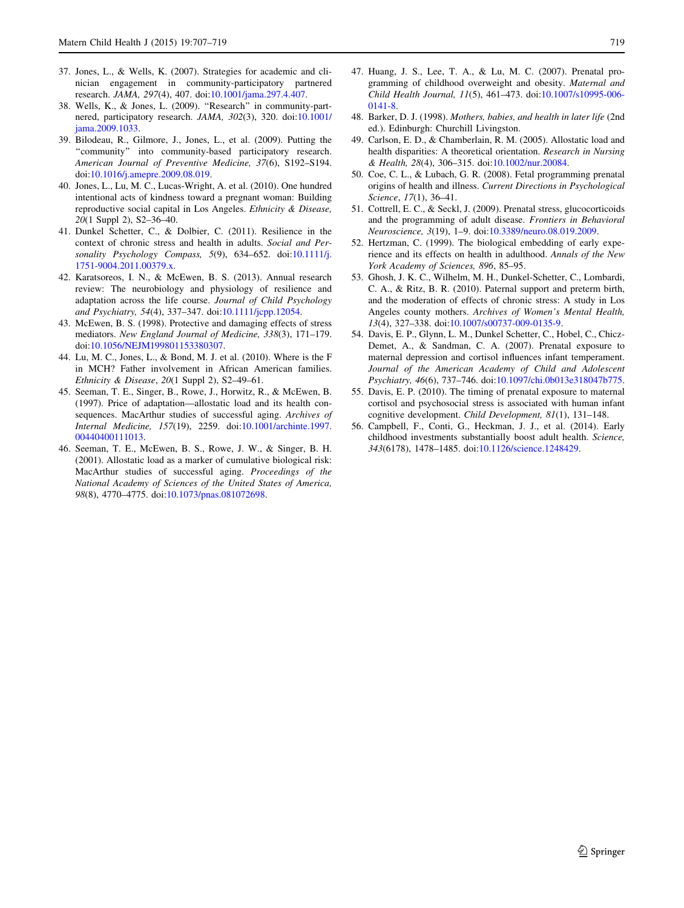37. Jones, L., & Wells, K. (2007). Strategies for academic and clinician engagement in community-participatory partnered research. *JAMA, 297*(4), 407. doi:10.1001/jama.297.4.407.
38. Wells, K., & Jones, L. (2009). "Research" in community-partnered, participatory research. *JAMA, 302*(3), 320. doi:10.1001/jama.2009.1033.
39. Bilodeau, R., Gilmore, J., Jones, L., et al. (2009). Putting the "community" into community-based participatory research. *American Journal of Preventive Medicine, 37*(6), S192–S194. doi:10.1016/j.amepre.2009.08.019.
40. Jones, L., Lu, M. C., Lucas-Wright, A. et al. (2010). One hundred intentional acts of kindness toward a pregnant woman: Building reproductive social capital in Los Angeles. *Ethnicity & Disease, 20*(1 Suppl 2), S2–36–40.
41. Dunkel Schetter, C., & Dolbier, C. (2011). Resilience in the context of chronic stress and health in adults. *Social and Personality Psychology Compass, 5*(9), 634–652. doi:10.1111/j.1751-9004.2011.00379.x.
42. Karatsoreos, I. N., & McEwen, B. S. (2013). Annual research review: The neurobiology and physiology of resilience and adaptation across the life course. *Journal of Child Psychology and Psychiatry, 54*(4), 337–347. doi:10.1111/jcpp.12054.
43. McEwen, B. S. (1998). Protective and damaging effects of stress mediators. *New England Journal of Medicine, 338*(3), 171–179. doi:10.1056/NEJM199801153380307.
44. Lu, M. C., Jones, L., & Bond, M. J. et al. (2010). Where is the F in MCH? Father involvement in African American families. *Ethnicity & Disease*, *20*(1 Suppl 2), S2–49–61.
45. Seeman, T. E., Singer, B., Rowe, J., Horwitz, R., & McEwen, B. (1997). Price of adaptation—allostatic load and its health consequences. MacArthur studies of successful aging. *Archives of Internal Medicine, 157*(19), 2259. doi:10.1001/archinte.1997.00440400111013.
46. Seeman, T. E., McEwen, B. S., Rowe, J. W., & Singer, B. H. (2001). Allostatic load as a marker of cumulative biological risk: MacArthur studies of successful aging. *Proceedings of the National Academy of Sciences of the United States of America, 98*(8), 4770–4775. doi:10.1073/pnas.081072698.
47. Huang, J. S., Lee, T. A., & Lu, M. C. (2007). Prenatal programming of childhood overweight and obesity. *Maternal and Child Health Journal, 11*(5), 461–473. doi:10.1007/s10995-006-0141-8.
48. Barker, D. J. (1998). *Mothers, babies, and health in later life* (2nd ed.). Edinburgh: Churchill Livingston.
49. Carlson, E. D., & Chamberlain, R. M. (2005). Allostatic load and health disparities: A theoretical orientation. *Research in Nursing & Health, 28*(4), 306–315. doi:10.1002/nur.20084.
50. Coe, C. L., & Lubach, G. R. (2008). Fetal programming prenatal origins of health and illness. *Current Directions in Psychological Science*, *17*(1), 36–41.
51. Cottrell, E. C., & Seckl, J. (2009). Prenatal stress, glucocorticoids and the programming of adult disease. *Frontiers in Behavioral Neuroscience, 3*(19), 1–9. doi:10.3389/neuro.08.019.2009.
52. Hertzman, C. (1999). The biological embedding of early experience and its effects on health in adulthood. *Annals of the New York Academy of Sciences, 896*, 85–95.
53. Ghosh, J. K. C., Wilhelm, M. H., Dunkel-Schetter, C., Lombardi, C. A., & Ritz, B. R. (2010). Paternal support and preterm birth, and the moderation of effects of chronic stress: A study in Los Angeles county mothers. *Archives of Women's Mental Health, 13*(4), 327–338. doi:10.1007/s00737-009-0135-9.
54. Davis, E. P., Glynn, L. M., Dunkel Schetter, C., Hobel, C., Chicz-Demet, A., & Sandman, C. A. (2007). Prenatal exposure to maternal depression and cortisol influences infant temperament. *Journal of the American Academy of Child and Adolescent Psychiatry, 46*(6), 737–746. doi:10.1097/chi.0b013e318047b775.
55. Davis, E. P. (2010). The timing of prenatal exposure to maternal cortisol and psychosocial stress is associated with human infant cognitive development. *Child Development, 81*(1), 131–148.
56. Campbell, F., Conti, G., Heckman, J. J., et al. (2014). Early childhood investments substantially boost adult health. *Science, 343*(6178), 1478–1485. doi:10.1126/science.1248429.